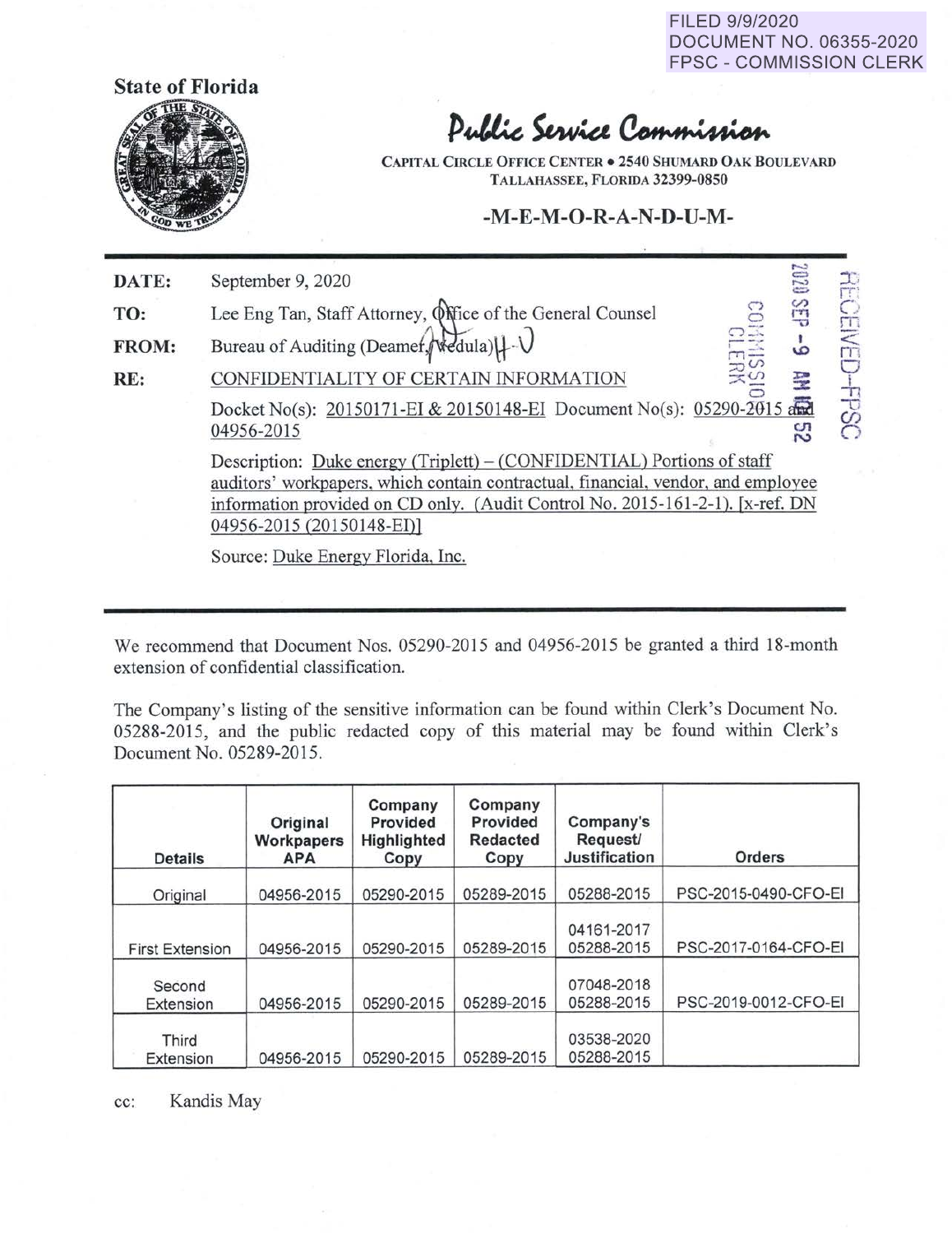FILED 9/9/2020
DOCUMENT NO. 06355-2020
FPSC - COMMISSION CLERK

**State of Florida**

# Public Service Commission

CAPITAL CIRCLE OFFICE CENTER • 2540 SHUMARD OAK BOULEVARD
TALLAHASSEE, FLORIDA 32399-0850

**-M-E-M-O-R-A-N-D-U-M-**

**DATE:** September 9, 2020

**TO:** Lee Eng Tan, Staff Attorney, Office of the General Counsel

**FROM:** Bureau of Auditing (Deamer, Vedula)

**RE:** CONFIDENTIALITY OF CERTAIN INFORMATION

Docket No(s): 20150171-EI & 20150148-EI Document No(s): 05290-2015 and 04956-2015

Description: Duke energy (Triplett) – (CONFIDENTIAL) Portions of staff auditors' workpapers, which contain contractual, financial, vendor, and employee information provided on CD only. (Audit Control No. 2015-161-2-1). [x-ref. DN 04956-2015 (20150148-EI)]

Source: Duke Energy Florida, Inc.

---

We recommend that Document Nos. 05290-2015 and 04956-2015 be granted a third 18-month extension of confidential classification.

The Company's listing of the sensitive information can be found within Clerk's Document No. 05288-2015, and the public redacted copy of this material may be found within Clerk's Document No. 05289-2015.

| Details | Original Workpapers APA | Company Provided Highlighted Copy | Company Provided Redacted Copy | Company's Request/ Justification | Orders |
|---|---|---|---|---|---|
| Original | 04956-2015 | 05290-2015 | 05289-2015 | 05288-2015 | PSC-2015-0490-CFO-EI |
| First Extension | 04956-2015 | 05290-2015 | 05289-2015 | 04161-2017 05288-2015 | PSC-2017-0164-CFO-EI |
| Second Extension | 04956-2015 | 05290-2015 | 05289-2015 | 07048-2018 05288-2015 | PSC-2019-0012-CFO-EI |
| Third Extension | 04956-2015 | 05290-2015 | 05289-2015 | 03538-2020 05288-2015 | |

cc: Kandis May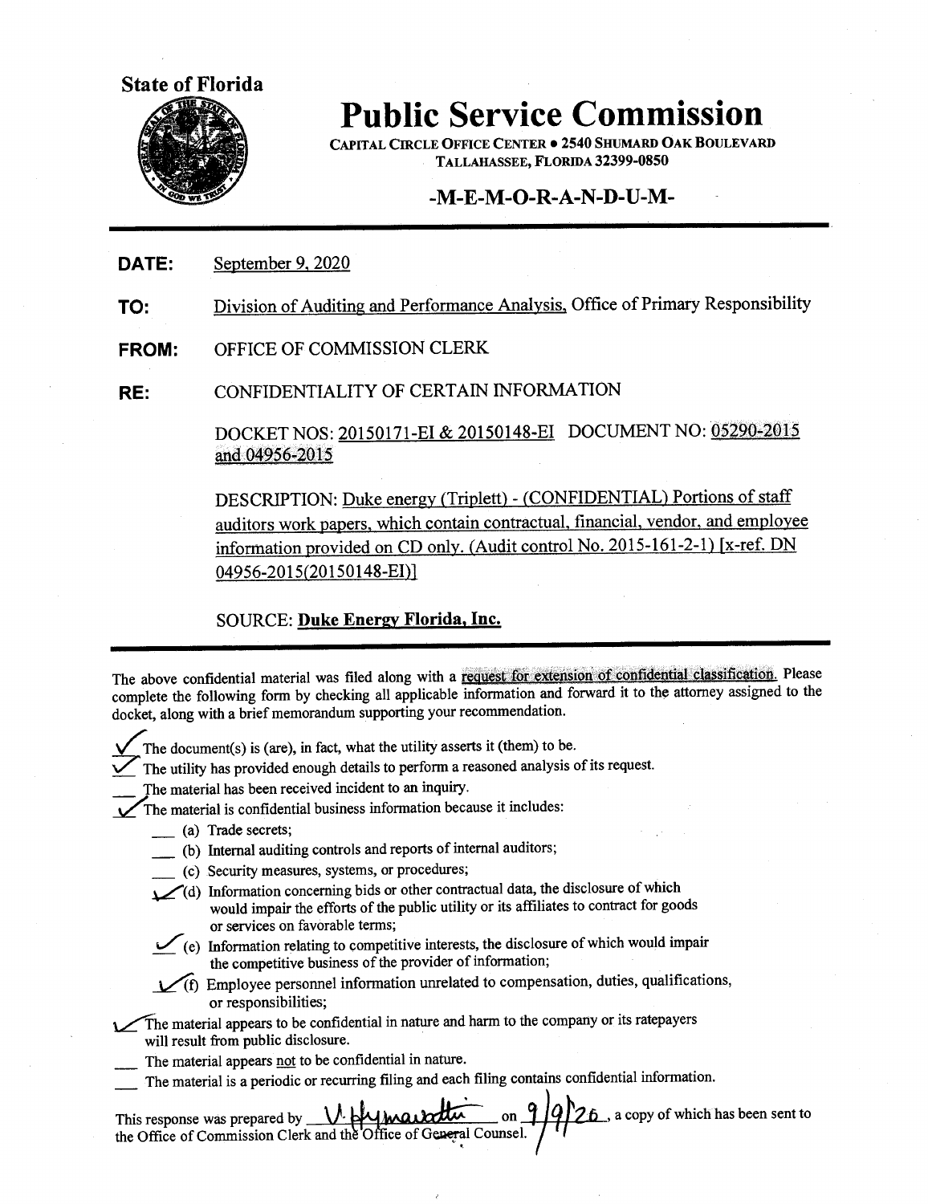State of Florida

# Public Service Commission

CAPITAL CIRCLE OFFICE CENTER • 2540 SHUMARD OAK BOULEVARD
TALLAHASSEE, FLORIDA 32399-0850

## -M-E-M-O-R-A-N-D-U-M-

**DATE:** September 9, 2020

**TO:** Division of Auditing and Performance Analysis, Office of Primary Responsibility

**FROM:** OFFICE OF COMMISSION CLERK

**RE:** CONFIDENTIALITY OF CERTAIN INFORMATION

DOCKET NOS: 20150171-EI & 20150148-EI DOCUMENT NO: 05290-2015 and 04956-2015

DESCRIPTION: Duke energy (Triplett) - (CONFIDENTIAL) Portions of staff auditors work papers, which contain contractual, financial, vendor, and employee information provided on CD only. (Audit control No. 2015-161-2-1) [x-ref. DN 04956-2015(20150148-EI)]

SOURCE: **Duke Energy Florida, Inc.**

---

The above confidential material was filed along with a request for extension of confidential classification. Please complete the following form by checking all applicable information and forward it to the attorney assigned to the docket, along with a brief memorandum supporting your recommendation.

✓ The document(s) is (are), in fact, what the utility asserts it (them) to be.
✓ The utility has provided enough details to perform a reasoned analysis of its request.
___ The material has been received incident to an inquiry.
✓ The material is confidential business information because it includes:

- ___ (a) Trade secrets;
- ___ (b) Internal auditing controls and reports of internal auditors;
- ___ (c) Security measures, systems, or procedures;
- ✓ (d) Information concerning bids or other contractual data, the disclosure of which would impair the efforts of the public utility or its affiliates to contract for goods or services on favorable terms;
- ✓ (e) Information relating to competitive interests, the disclosure of which would impair the competitive business of the provider of information;
- ✓ (f) Employee personnel information unrelated to compensation, duties, qualifications, or responsibilities;

✓ The material appears to be confidential in nature and harm to the company or its ratepayers will result from public disclosure.
___ The material appears not to be confidential in nature.
___ The material is a periodic or recurring filing and each filing contains confidential information.

This response was prepared by V. Hymawatti on 9/9/20, a copy of which has been sent to the Office of Commission Clerk and the Office of General Counsel.